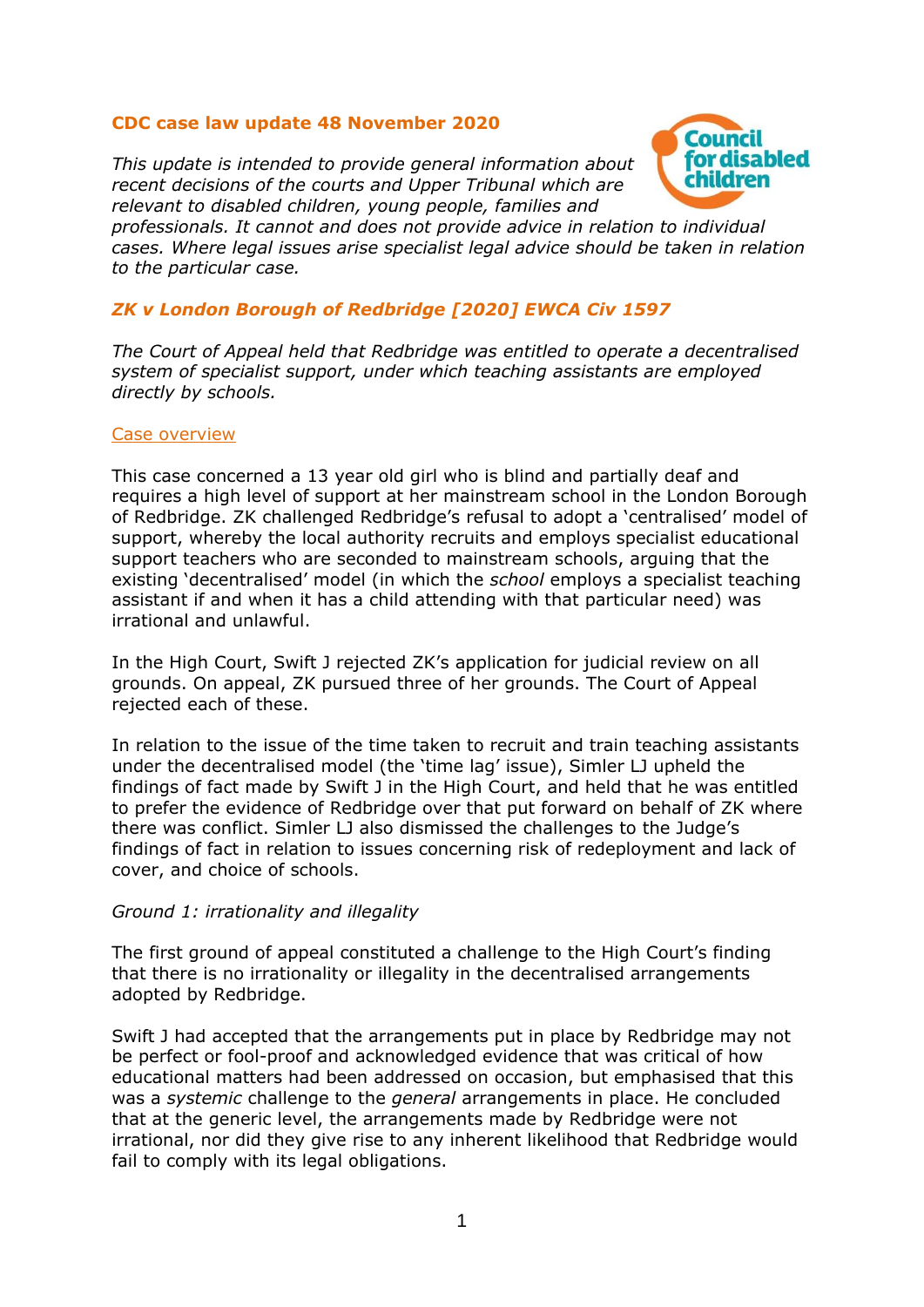## CDC case law update 48 November 2020

*This update is intended to provide general information about recent decisions of the courts and Upper Tribunal which are relevant to disabled children, young people, families and professionals. It cannot and does not provide advice in relation to individual cases. Where legal issues arise specialist legal advice should be taken in relation to the particular case.*

### *ZK v London Borough of Redbridge [2020] EWCA Civ 1597*

*The Court of Appeal held that Redbridge was entitled to operate a decentralised system of specialist support, under which teaching assistants are employed directly by schools.*

#### Case overview

This case concerned a 13 year old girl who is blind and partially deaf and requires a high level of support at her mainstream school in the London Borough of Redbridge. ZK challenged Redbridge's refusal to adopt a 'centralised' model of support, whereby the local authority recruits and employs specialist educational support teachers who are seconded to mainstream schools, arguing that the existing 'decentralised' model (in which the *school* employs a specialist teaching assistant if and when it has a child attending with that particular need) was irrational and unlawful.

In the High Court, Swift J rejected ZK's application for judicial review on all grounds. On appeal, ZK pursued three of her grounds. The Court of Appeal rejected each of these.

In relation to the issue of the time taken to recruit and train teaching assistants under the decentralised model (the 'time lag' issue), Simler LJ upheld the findings of fact made by Swift J in the High Court, and held that he was entitled to prefer the evidence of Redbridge over that put forward on behalf of ZK where there was conflict. Simler LJ also dismissed the challenges to the Judge's findings of fact in relation to issues concerning risk of redeployment and lack of cover, and choice of schools.

*Ground 1: irrationality and illegality*

The first ground of appeal constituted a challenge to the High Court's finding that there is no irrationality or illegality in the decentralised arrangements adopted by Redbridge.

Swift J had accepted that the arrangements put in place by Redbridge may not be perfect or fool-proof and acknowledged evidence that was critical of how educational matters had been addressed on occasion, but emphasised that this was a *systemic* challenge to the *general* arrangements in place. He concluded that at the generic level, the arrangements made by Redbridge were not irrational, nor did they give rise to any inherent likelihood that Redbridge would fail to comply with its legal obligations.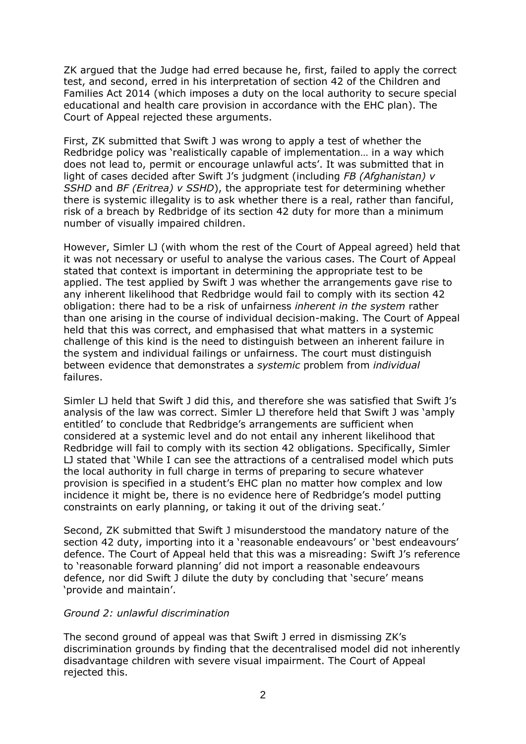ZK argued that the Judge had erred because he, first, failed to apply the correct test, and second, erred in his interpretation of section 42 of the Children and Families Act 2014 (which imposes a duty on the local authority to secure special educational and health care provision in accordance with the EHC plan). The Court of Appeal rejected these arguments.

First, ZK submitted that Swift J was wrong to apply a test of whether the Redbridge policy was 'realistically capable of implementation… in a way which does not lead to, permit or encourage unlawful acts'. It was submitted that in light of cases decided after Swift J's judgment (including *FB (Afghanistan) v SSHD* and *BF (Eritrea) v SSHD*), the appropriate test for determining whether there is systemic illegality is to ask whether there is a real, rather than fanciful, risk of a breach by Redbridge of its section 42 duty for more than a minimum number of visually impaired children.

However, Simler LJ (with whom the rest of the Court of Appeal agreed) held that it was not necessary or useful to analyse the various cases. The Court of Appeal stated that context is important in determining the appropriate test to be applied. The test applied by Swift J was whether the arrangements gave rise to any inherent likelihood that Redbridge would fail to comply with its section 42 obligation: there had to be a risk of unfairness *inherent in the system* rather than one arising in the course of individual decision-making. The Court of Appeal held that this was correct, and emphasised that what matters in a systemic challenge of this kind is the need to distinguish between an inherent failure in the system and individual failings or unfairness. The court must distinguish between evidence that demonstrates a *systemic* problem from *individual* failures.

Simler LJ held that Swift J did this, and therefore she was satisfied that Swift J's analysis of the law was correct. Simler LJ therefore held that Swift J was 'amply entitled' to conclude that Redbridge's arrangements are sufficient when considered at a systemic level and do not entail any inherent likelihood that Redbridge will fail to comply with its section 42 obligations. Specifically, Simler LJ stated that 'While I can see the attractions of a centralised model which puts the local authority in full charge in terms of preparing to secure whatever provision is specified in a student's EHC plan no matter how complex and low incidence it might be, there is no evidence here of Redbridge's model putting constraints on early planning, or taking it out of the driving seat.'

Second, ZK submitted that Swift J misunderstood the mandatory nature of the section 42 duty, importing into it a 'reasonable endeavours' or 'best endeavours' defence. The Court of Appeal held that this was a misreading: Swift J's reference to 'reasonable forward planning' did not import a reasonable endeavours defence, nor did Swift J dilute the duty by concluding that 'secure' means 'provide and maintain'.

*Ground 2: unlawful discrimination*

The second ground of appeal was that Swift J erred in dismissing ZK's discrimination grounds by finding that the decentralised model did not inherently disadvantage children with severe visual impairment. The Court of Appeal rejected this.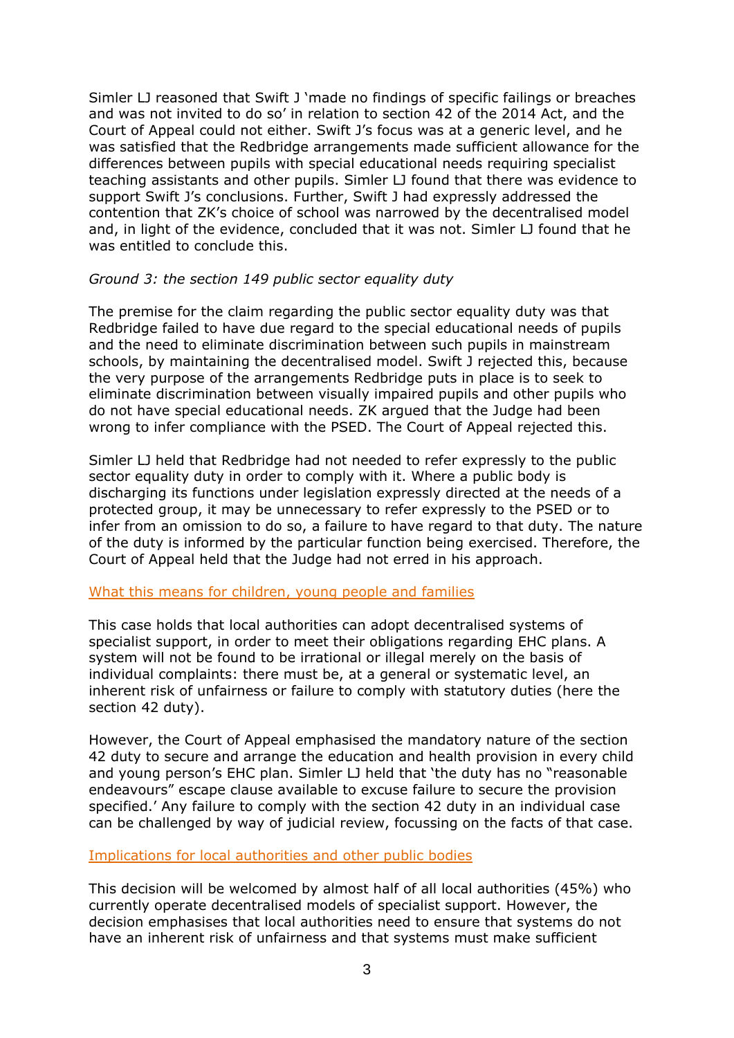Simler LJ reasoned that Swift J 'made no findings of specific failings or breaches and was not invited to do so' in relation to section 42 of the 2014 Act, and the Court of Appeal could not either. Swift J's focus was at a generic level, and he was satisfied that the Redbridge arrangements made sufficient allowance for the differences between pupils with special educational needs requiring specialist teaching assistants and other pupils. Simler LJ found that there was evidence to support Swift J's conclusions. Further, Swift J had expressly addressed the contention that ZK's choice of school was narrowed by the decentralised model and, in light of the evidence, concluded that it was not. Simler LJ found that he was entitled to conclude this.

*Ground 3: the section 149 public sector equality duty*

The premise for the claim regarding the public sector equality duty was that Redbridge failed to have due regard to the special educational needs of pupils and the need to eliminate discrimination between such pupils in mainstream schools, by maintaining the decentralised model. Swift J rejected this, because the very purpose of the arrangements Redbridge puts in place is to seek to eliminate discrimination between visually impaired pupils and other pupils who do not have special educational needs. ZK argued that the Judge had been wrong to infer compliance with the PSED. The Court of Appeal rejected this.

Simler LJ held that Redbridge had not needed to refer expressly to the public sector equality duty in order to comply with it. Where a public body is discharging its functions under legislation expressly directed at the needs of a protected group, it may be unnecessary to refer expressly to the PSED or to infer from an omission to do so, a failure to have regard to that duty. The nature of the duty is informed by the particular function being exercised. Therefore, the Court of Appeal held that the Judge had not erred in his approach.

## What this means for children, young people and families

This case holds that local authorities can adopt decentralised systems of specialist support, in order to meet their obligations regarding EHC plans. A system will not be found to be irrational or illegal merely on the basis of individual complaints: there must be, at a general or systematic level, an inherent risk of unfairness or failure to comply with statutory duties (here the section 42 duty).

However, the Court of Appeal emphasised the mandatory nature of the section 42 duty to secure and arrange the education and health provision in every child and young person's EHC plan. Simler LJ held that 'the duty has no "reasonable endeavours" escape clause available to excuse failure to secure the provision specified.' Any failure to comply with the section 42 duty in an individual case can be challenged by way of judicial review, focussing on the facts of that case.

## Implications for local authorities and other public bodies

This decision will be welcomed by almost half of all local authorities (45%) who currently operate decentralised models of specialist support. However, the decision emphasises that local authorities need to ensure that systems do not have an inherent risk of unfairness and that systems must make sufficient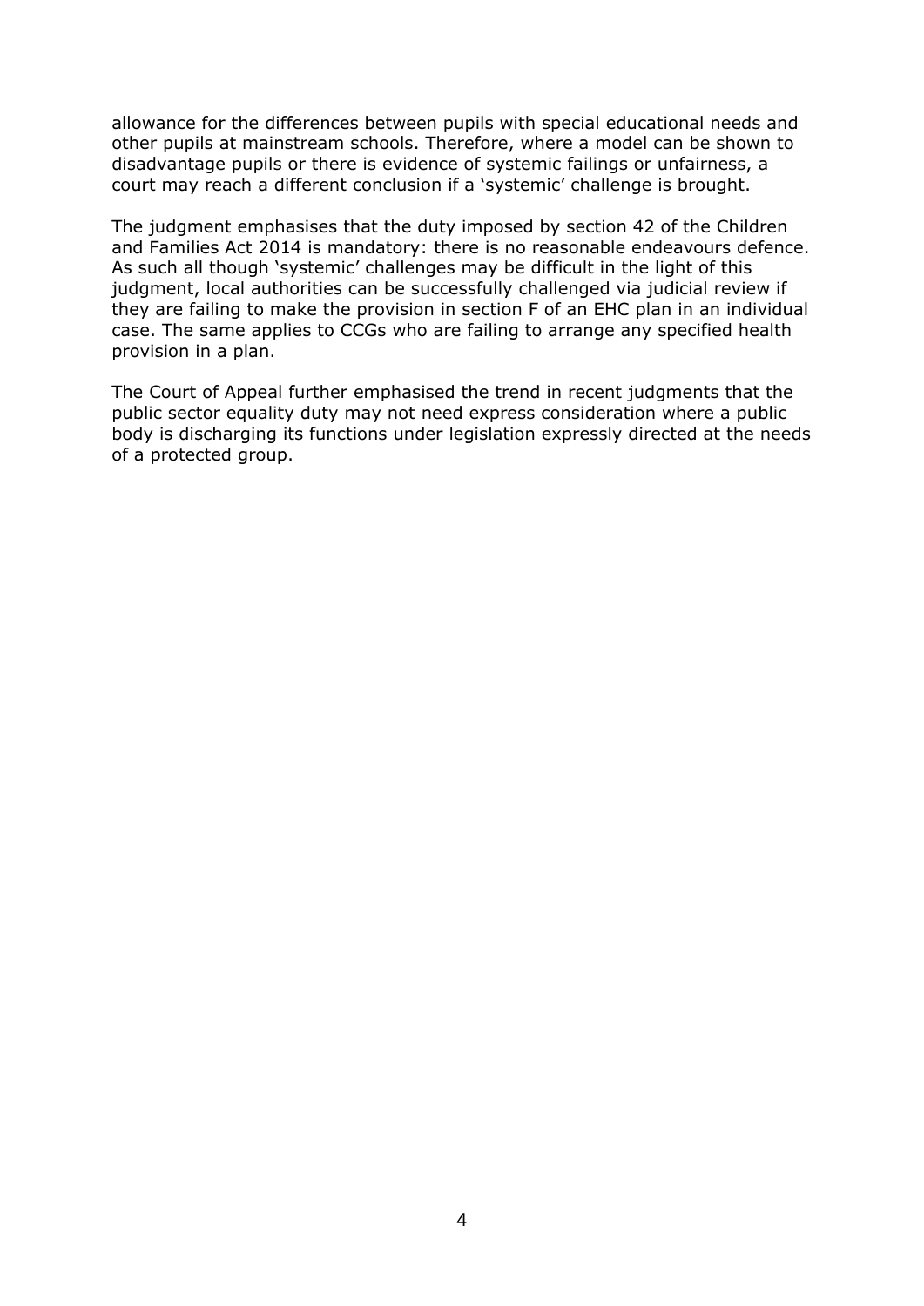allowance for the differences between pupils with special educational needs and other pupils at mainstream schools. Therefore, where a model can be shown to disadvantage pupils or there is evidence of systemic failings or unfairness, a court may reach a different conclusion if a 'systemic' challenge is brought.

The judgment emphasises that the duty imposed by section 42 of the Children and Families Act 2014 is mandatory: there is no reasonable endeavours defence. As such all though 'systemic' challenges may be difficult in the light of this judgment, local authorities can be successfully challenged via judicial review if they are failing to make the provision in section F of an EHC plan in an individual case. The same applies to CCGs who are failing to arrange any specified health provision in a plan.

The Court of Appeal further emphasised the trend in recent judgments that the public sector equality duty may not need express consideration where a public body is discharging its functions under legislation expressly directed at the needs of a protected group.